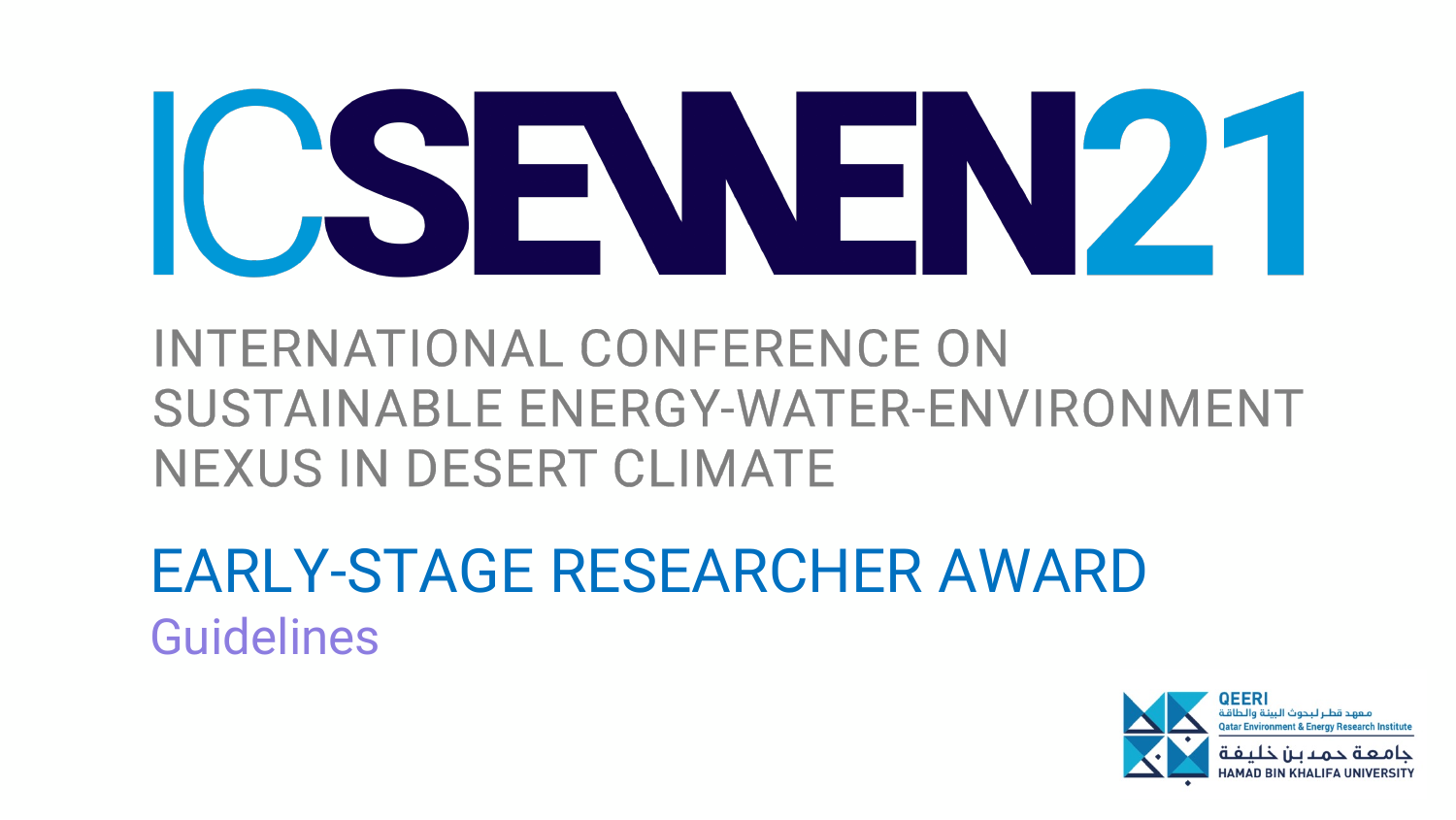# ICSEWEN21

## INTERNATIONAL CONFERENCE ON SUSTAINABLE ENERGY-WATER-ENVIRONMENT NEXUS IN DESERT CLIMATE

## EARLY-STAGE RESEARCHER AWARD

### Guidelines

QEERI
معهد قطر لبحوث البيئة والطاقة
Qatar Environment & Energy Research Institute
جامعة حمد بن خليفة
HAMAD BIN KHALIFA UNIVERSITY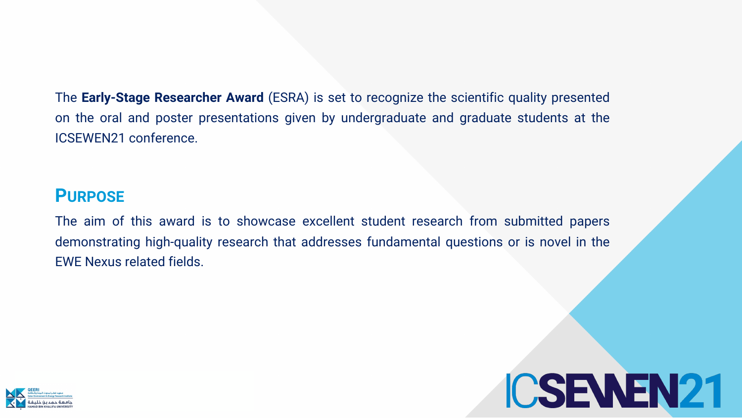The **Early-Stage Researcher Award** (ESRA) is set to recognize the scientific quality presented on the oral and poster presentations given by undergraduate and graduate students at the ICSEWEN21 conference.

## PURPOSE

The aim of this award is to showcase excellent student research from submitted papers demonstrating high-quality research that addresses fundamental questions or is novel in the EWE Nexus related fields.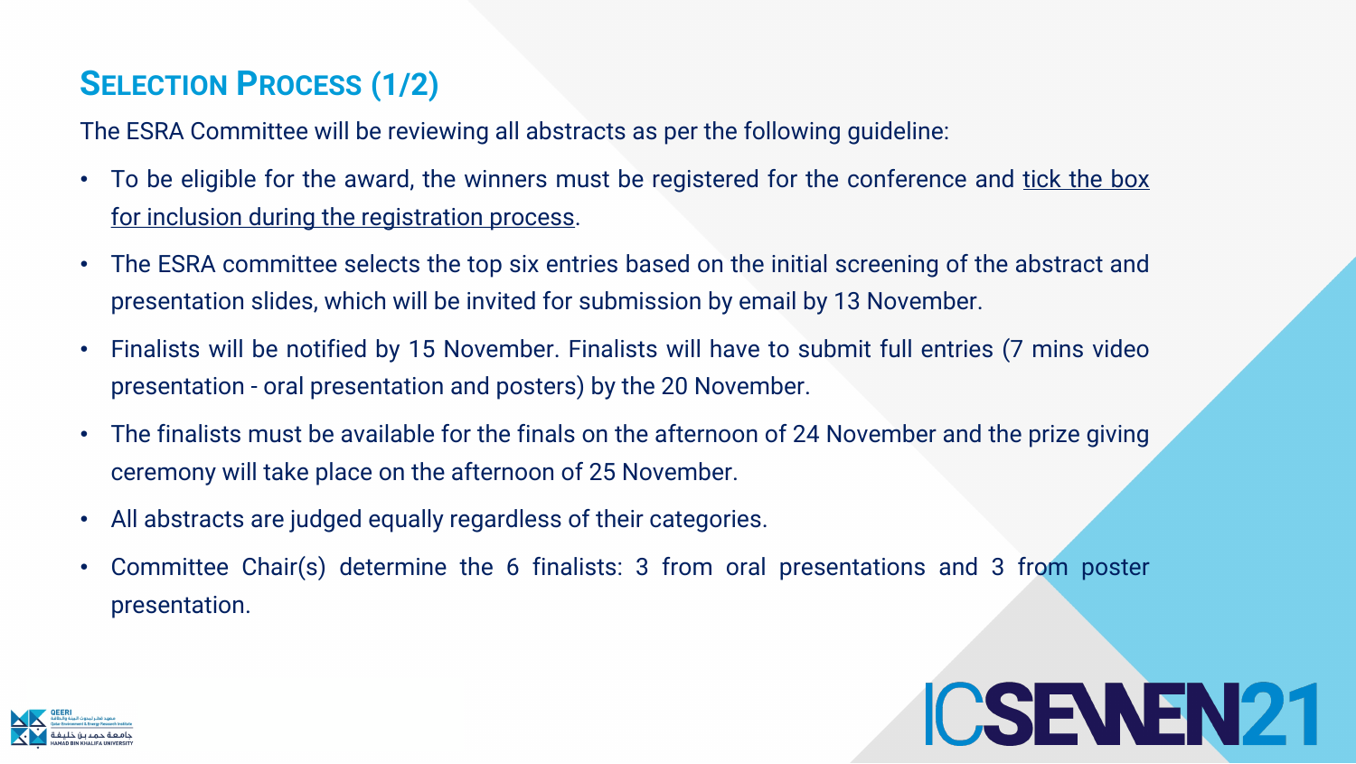## Selection Process (1/2)

The ESRA Committee will be reviewing all abstracts as per the following guideline:

- To be eligible for the award, the winners must be registered for the conference and tick the box for inclusion during the registration process.
- The ESRA committee selects the top six entries based on the initial screening of the abstract and presentation slides, which will be invited for submission by email by 13 November.
- Finalists will be notified by 15 November. Finalists will have to submit full entries (7 mins video presentation - oral presentation and posters) by the 20 November.
- The finalists must be available for the finals on the afternoon of 24 November and the prize giving ceremony will take place on the afternoon of 25 November.
- All abstracts are judged equally regardless of their categories.
- Committee Chair(s) determine the 6 finalists: 3 from oral presentations and 3 from poster presentation.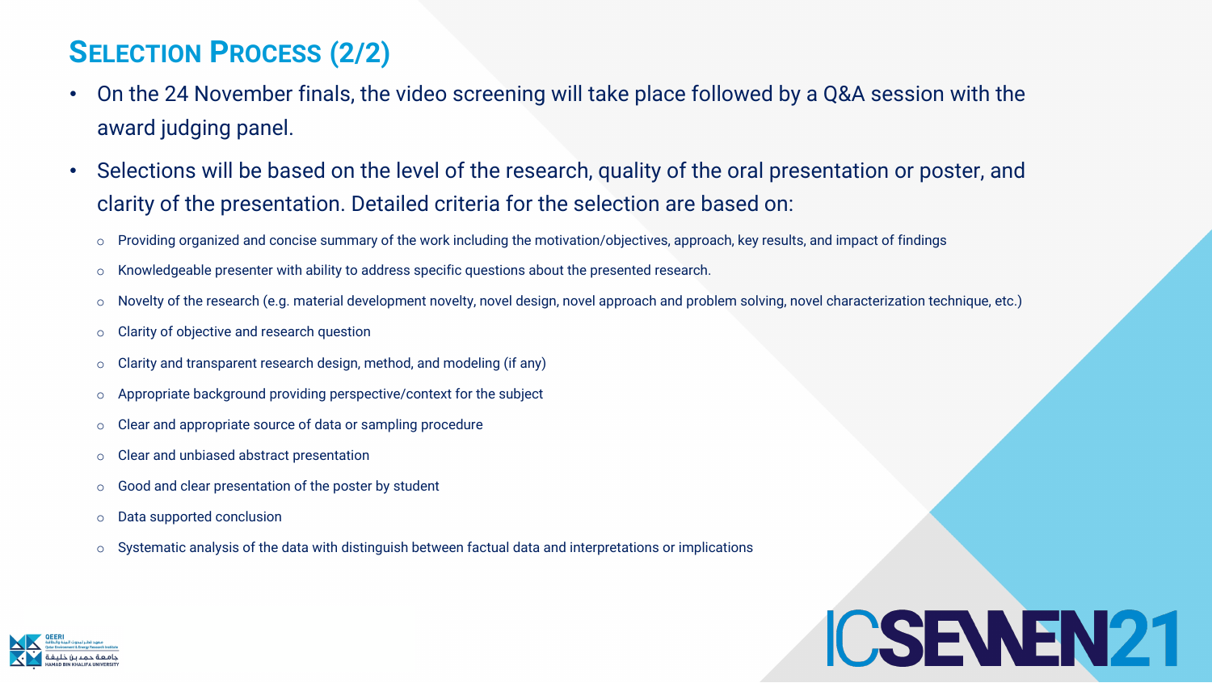# Selection Process (2/2)

- On the 24 November finals, the video screening will take place followed by a Q&A session with the award judging panel.
- Selections will be based on the level of the research, quality of the oral presentation or poster, and clarity of the presentation. Detailed criteria for the selection are based on:
  - Providing organized and concise summary of the work including the motivation/objectives, approach, key results, and impact of findings
  - Knowledgeable presenter with ability to address specific questions about the presented research.
  - Novelty of the research (e.g. material development novelty, novel design, novel approach and problem solving, novel characterization technique, etc.)
  - Clarity of objective and research question
  - Clarity and transparent research design, method, and modeling (if any)
  - Appropriate background providing perspective/context for the subject
  - Clear and appropriate source of data or sampling procedure
  - Clear and unbiased abstract presentation
  - Good and clear presentation of the poster by student
  - Data supported conclusion
  - Systematic analysis of the data with distinguish between factual data and interpretations or implications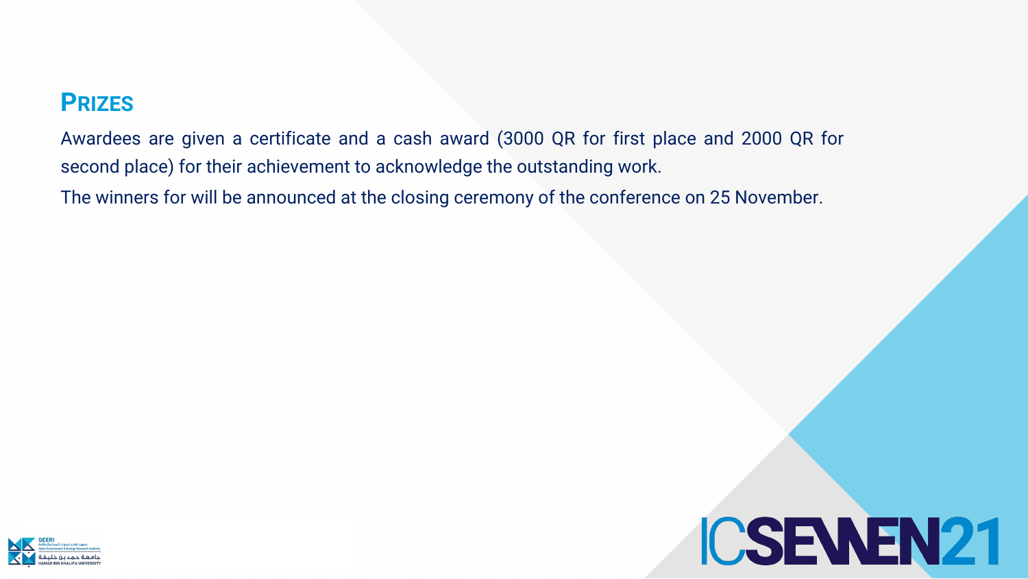## PRIZES

Awardees are given a certificate and a cash award (3000 QR for first place and 2000 QR for second place) for their achievement to acknowledge the outstanding work.

The winners for will be announced at the closing ceremony of the conference on 25 November.